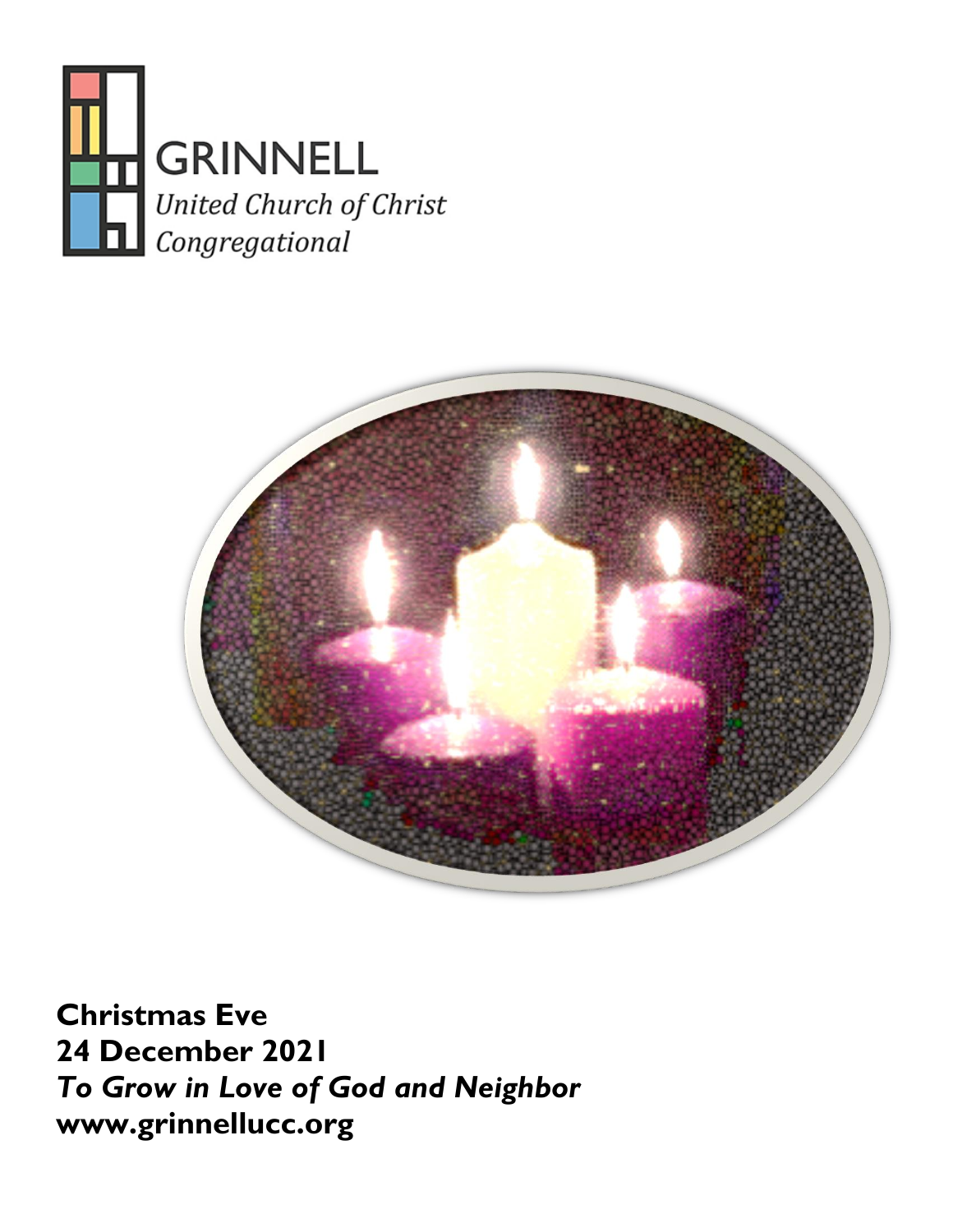GRINNELL
*United Church of Christ*
*Congregational*

**Christmas Eve**
**24 December 2021**
***To Grow in Love of God and Neighbor***
**www.grinnellucc.org**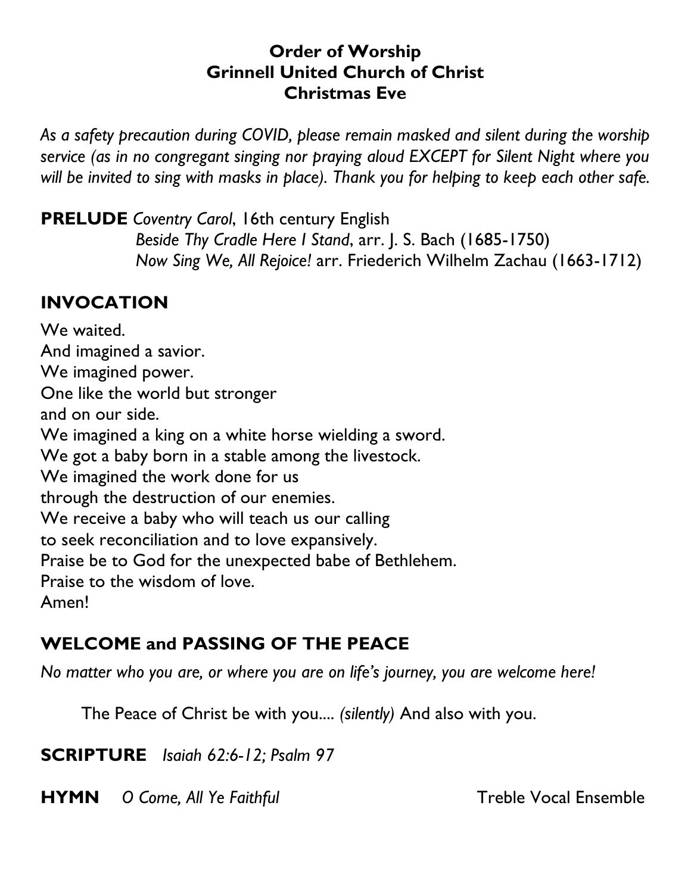**Order of Worship**
**Grinnell United Church of Christ**
**Christmas Eve**

*As a safety precaution during COVID, please remain masked and silent during the worship service (as in no congregant singing nor praying aloud EXCEPT for Silent Night where you will be invited to sing with masks in place). Thank you for helping to keep each other safe.*

**PRELUDE** *Coventry Carol*, 16th century English
*Beside Thy Cradle Here I Stand*, arr. J. S. Bach (1685-1750)
*Now Sing We, All Rejoice!* arr. Friederich Wilhelm Zachau (1663-1712)

## INVOCATION

We waited.
And imagined a savior.
We imagined power.
One like the world but stronger
and on our side.
We imagined a king on a white horse wielding a sword.
We got a baby born in a stable among the livestock.
We imagined the work done for us
through the destruction of our enemies.
We receive a baby who will teach us our calling
to seek reconciliation and to love expansively.
Praise be to God for the unexpected babe of Bethlehem.
Praise to the wisdom of love.
Amen!

## WELCOME and PASSING OF THE PEACE

*No matter who you are, or where you are on life's journey, you are welcome here!*

The Peace of Christ be with you.... *(silently)* And also with you.

**SCRIPTURE** *Isaiah 62:6-12; Psalm 97*

**HYMN** *O Come, All Ye Faithful* Treble Vocal Ensemble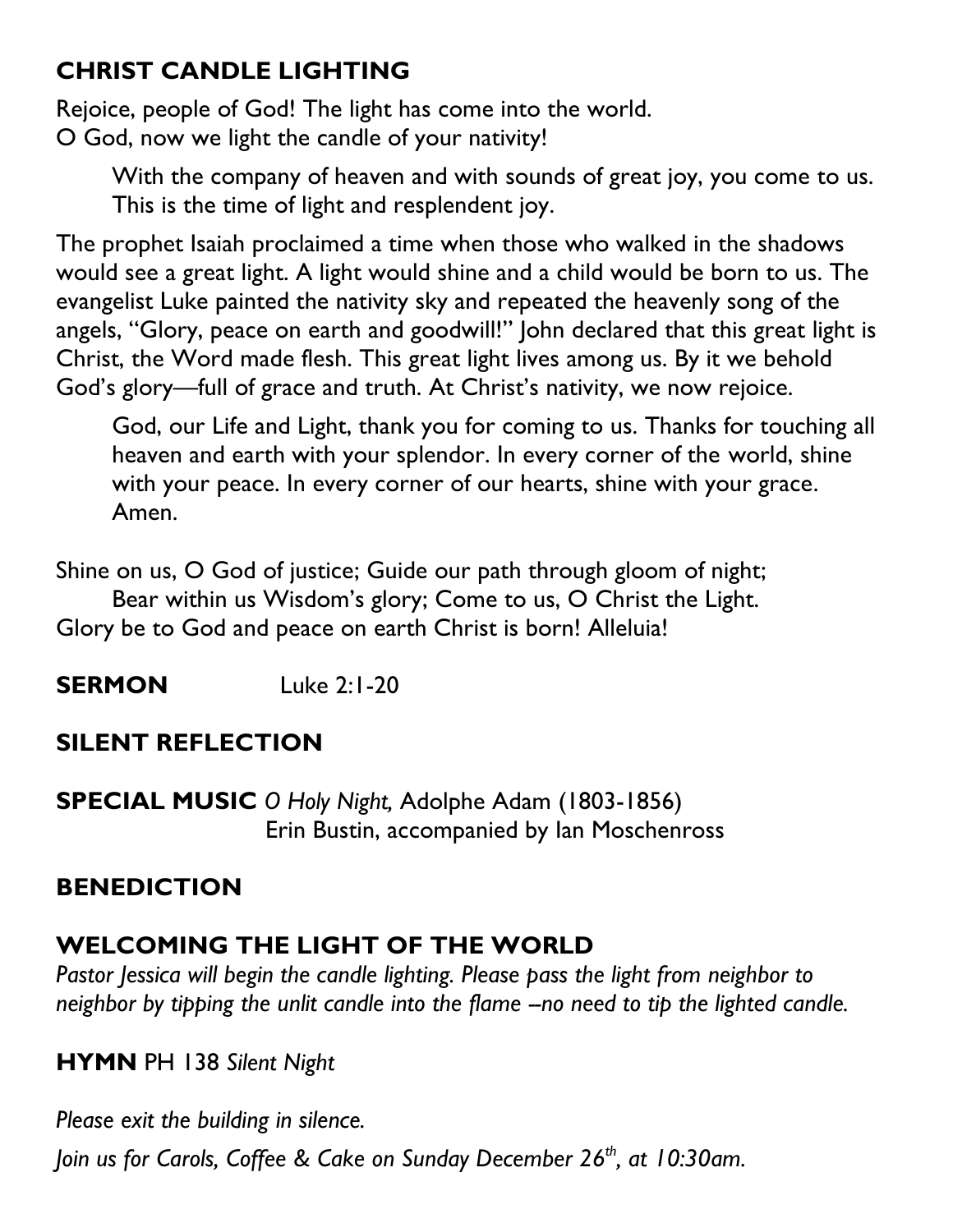## CHRIST CANDLE LIGHTING

Rejoice, people of God! The light has come into the world.
O God, now we light the candle of your nativity!

> With the company of heaven and with sounds of great joy, you come to us. This is the time of light and resplendent joy.

The prophet Isaiah proclaimed a time when those who walked in the shadows would see a great light. A light would shine and a child would be born to us. The evangelist Luke painted the nativity sky and repeated the heavenly song of the angels, "Glory, peace on earth and goodwill!" John declared that this great light is Christ, the Word made flesh. This great light lives among us. By it we behold God's glory—full of grace and truth. At Christ's nativity, we now rejoice.

> God, our Life and Light, thank you for coming to us. Thanks for touching all heaven and earth with your splendor. In every corner of the world, shine with your peace. In every corner of our hearts, shine with your grace. Amen.

Shine on us, O God of justice; Guide our path through gloom of night;
> Bear within us Wisdom's glory; Come to us, O Christ the Light.

Glory be to God and peace on earth Christ is born! Alleluia!

## SERMON Luke 2:1-20

## SILENT REFLECTION

## SPECIAL MUSIC *O Holy Night,* Adolphe Adam (1803-1856)

Erin Bustin, accompanied by Ian Moschenross

## BENEDICTION

## WELCOMING THE LIGHT OF THE WORLD

*Pastor Jessica will begin the candle lighting. Please pass the light from neighbor to neighbor by tipping the unlit candle into the flame –no need to tip the lighted candle.*

## HYMN PH 138 *Silent Night*

*Please exit the building in silence.*

*Join us for Carols, Coffee & Cake on Sunday December 26th, at 10:30am.*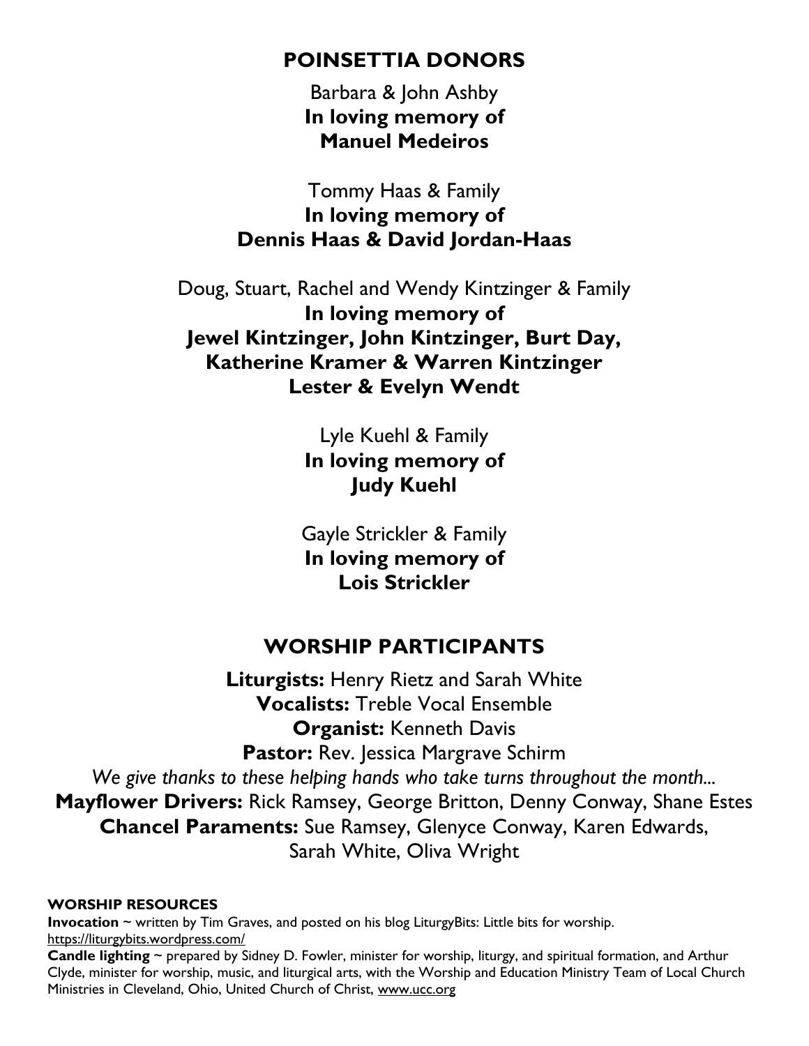## POINSETTIA DONORS

Barbara & John Ashby
**In loving memory of**
**Manuel Medeiros**

Tommy Haas & Family
**In loving memory of**
**Dennis Haas & David Jordan-Haas**

Doug, Stuart, Rachel and Wendy Kintzinger & Family
**In loving memory of**
**Jewel Kintzinger, John Kintzinger, Burt Day,**
**Katherine Kramer & Warren Kintzinger**
**Lester & Evelyn Wendt**

Lyle Kuehl & Family
**In loving memory of**
**Judy Kuehl**

Gayle Strickler & Family
**In loving memory of**
**Lois Strickler**

## WORSHIP PARTICIPANTS

**Liturgists:** Henry Rietz and Sarah White
**Vocalists:** Treble Vocal Ensemble
**Organist:** Kenneth Davis
**Pastor:** Rev. Jessica Margrave Schirm
*We give thanks to these helping hands who take turns throughout the month...*
**Mayflower Drivers:** Rick Ramsey, George Britton, Denny Conway, Shane Estes
**Chancel Paraments:** Sue Ramsey, Glenyce Conway, Karen Edwards, Sarah White, Oliva Wright

**WORSHIP RESOURCES**

**Invocation** ~ written by Tim Graves, and posted on his blog LiturgyBits: Little bits for worship. https://liturgybits.wordpress.com/

**Candle lighting** ~ prepared by Sidney D. Fowler, minister for worship, liturgy, and spiritual formation, and Arthur Clyde, minister for worship, music, and liturgical arts, with the Worship and Education Ministry Team of Local Church Ministries in Cleveland, Ohio, United Church of Christ, www.ucc.org